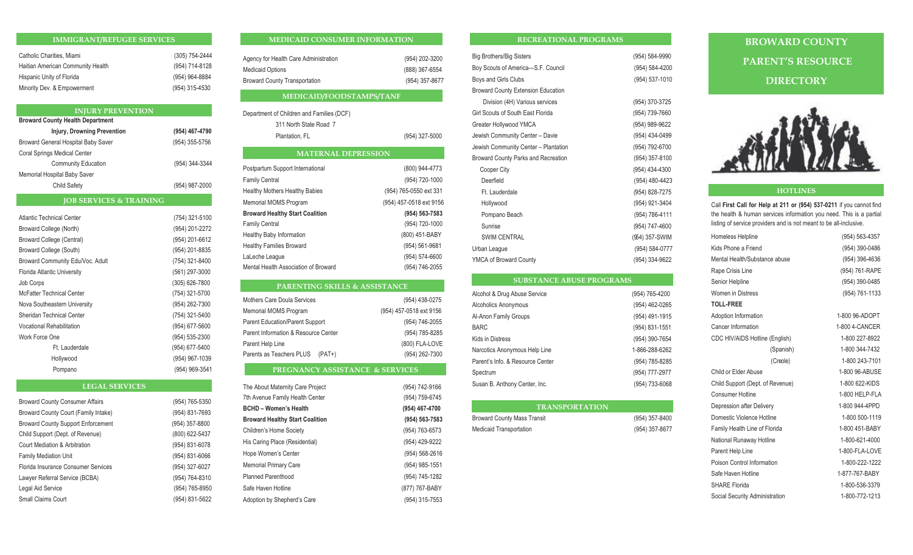## IMMIGRANT/REFUGEE SERVICES

| | |
|---|---|
| Catholic Charities, Miami | (305) 754-2444 |
| Haitian American Community Health | (954) 714-8128 |
| Hispanic Unity of Florida | (954) 964-8884 |
| Minority Dev. & Empowerment | (954) 315-4530 |

## INJURY PREVENTION

| | |
|---|---|
| **Broward County Health Department** | |
| **Injury, Drowning Prevention** | **(954) 467-4790** |
| Broward General Hospital Baby Saver | (954) 355-5756 |
| Coral Springs Medical Center | |
| Community Education | (954) 344-3344 |
| Memorial Hospital Baby Saver | |
| Child Safety | (954) 987-2000 |

## JOB SERVICES & TRAINING

| | |
|---|---|
| Atlantic Technical Center | (754) 321-5100 |
| Broward College (North) | (954) 201-2272 |
| Broward College (Central) | (954) 201-6612 |
| Broward College (South) | (954) 201-8835 |
| Broward Community Edu/Voc. Adult | (754) 321-8400 |
| Florida Atlantic University | (561) 297-3000 |
| Job Corps | (305) 626-7800 |
| McFatter Technical Center | (754) 321-5700 |
| Nova Southeastern University | (954) 262-7300 |
| Sheridan Technical Center | (754) 321-5400 |
| Vocational Rehabilitation | (954) 677-5600 |
| Work Force One | (954) 535-2300 |
| Ft. Lauderdale | (954) 677-5400 |
| Hollywood | (954) 967-1039 |
| Pompano | (954) 969-3541 |

## LEGAL SERVICES

| | |
|---|---|
| Broward County Consumer Affairs | (954) 765-5350 |
| Broward County Court (Family Intake) | (954) 831-7693 |
| Broward County Support Enforcement | (954) 357-8800 |
| Child Support (Dept. of Revenue) | (800) 622-5437 |
| Court Mediation & Arbitration | (954) 831-6078 |
| Family Mediation Unit | (954) 831-6066 |
| Florida Insurance Consumer Services | (954) 327-6027 |
| Lawyer Referral Service (BCBA) | (954) 764-8310 |
| Legal Aid Service | (954) 765-8950 |
| Small Claims Court | (954) 831-5622 |

## MEDICAID CONSUMER INFORMATION

| | |
|---|---|
| Agency for Health Care Administration | (954) 202-3200 |
| Medicaid Options | (888) 367-6554 |
| Broward County Transportation | (954) 357-8677 |

## MEDICAID/FOODSTAMPS/TANF

Department of Children and Families (DCF)
311 North State Road 7
Plantation, FL (954) 327-5000

## MATERNAL DEPRESSION

| | |
|---|---|
| Postpartum Support International | (800) 944-4773 |
| Family Central | (954) 720-1000 |
| Healthy Mothers Healthy Babies | (954) 765-0550 ext 331 |
| Memorial MOMS Program | (954) 457-0518 ext 9156 |
| **Broward Healthy Start Coalition** | **(954) 563-7583** |
| Family Central | (954) 720-1000 |
| Healthy Baby Information | (800) 451-BABY |
| Healthy Families Broward | (954) 561-9681 |
| LaLeche League | (954) 574-6600 |
| Mental Health Association of Broward | (954) 746-2055 |

## PARENTING SKILLS & ASSISTANCE

| | |
|---|---|
| Mothers Care Doula Services | (954) 438-0275 |
| Memorial MOMS Program | (954) 457-0518 ext 9156 |
| Parent Education/Parent Support | (954) 746-2055 |
| Parent Information & Resource Center | (954) 785-8285 |
| Parent Help Line | (800) FLA-LOVE |
| Parents as Teachers PLUS (PAT+) | (954) 262-7300 |

## PREGNANCY ASSISTANCE & SERVICES

| | |
|---|---|
| The About Maternity Care Project | (954) 742-9166 |
| 7th Avenue Family Health Center | (954) 759-6745 |
| **BCHD – Women's Health** | **(954) 467-4700** |
| **Broward Healthy Start Coalition** | **(954) 563-7583** |
| Children's Home Society | (954) 763-6573 |
| His Caring Place (Residential) | (954) 429-9222 |
| Hope Women's Center | (954) 568-2616 |
| Memorial Primary Care | (954) 985-1551 |
| Planned Parenthood | (954) 745-1282 |
| Safe Haven Hotline | (877) 767-BABY |
| Adoption by Shepherd's Care | (954) 315-7553 |

## RECREATIONAL PROGRAMS

| | |
|---|---|
| Big Brothers/Big Sisters | (954) 584-9990 |
| Boy Scouts of America—S.F. Council | (954) 584-4200 |
| Boys and Girls Clubs | (954) 537-1010 |
| Broward County Extension Education | |
| Division (4H) Various services | (954) 370-3725 |
| Girl Scouts of South East Florida | (954) 739-7660 |
| Greater Hollywood YMCA | (954) 989-9622 |
| Jewish Community Center – Davie | (954) 434-0499 |
| Jewish Community Center – Plantation | (954) 792-6700 |
| Broward County Parks and Recreation | (954) 357-8100 |
| Cooper City | (954) 434-4300 |
| Deerfield | (954) 480-4423 |
| Ft. Lauderdale | (954) 828-7275 |
| Hollywood | (954) 921-3404 |
| Pompano Beach | (954) 786-4111 |
| Sunrise | (954) 747-4600 |
| SWIM CENTRAL | (954) 357-SWIM |
| Urban League | (954) 584-0777 |
| YMCA of Broward County | (954) 334-9622 |

## SUBSTANCE ABUSE PROGRAMS

| | |
|---|---|
| Alcohol & Drug Abuse Service | (954) 765-4200 |
| Alcoholics Anonymous | (954) 462-0265 |
| Al-Anon Family Groups | (954) 491-1915 |
| BARC | (954) 831-1551 |
| Kids in Distress | (954) 390-7654 |
| Narcotics Anonymous Help Line | 1-866-288-6262 |
| Parent's Info. & Resource Center | (954) 785-8285 |
| Spectrum | (954) 777-2977 |
| Susan B. Anthony Center, Inc. | (954) 733-6068 |

## TRANSPORTATION

| | |
|---|---|
| Broward County Mass Transit | (954) 357-8400 |
| Medicaid Transportation | (954) 357-8677 |

# BROWARD COUNTY PARENT'S RESOURCE DIRECTORY

## HOTLINES

Call **First Call for Help at 211 or (954) 537-0211** if you cannot find the health & human services information you need. This is a partial listing of service providers and is not meant to be all-inclusive.

| | |
|---|---|
| Homeless Helpline | (954) 563-4357 |
| Kids Phone a Friend | (954) 390-0486 |
| Mental Health/Substance abuse | (954) 396-4636 |
| Rape Crisis Line | (954) 761-RAPE |
| Senior Helpline | (954) 390-0485 |
| Women in Distress | (954) 761-1133 |
| **TOLL-FREE** | |
| Adoption Information | 1-800 96-ADOPT |
| Cancer Information | 1-800 4-CANCER |
| CDC HIV/AIDS Hotline (English) | 1-800 227-8922 |
| (Spanish) | 1-800 344-7432 |
| (Creole) | 1-800 243-7101 |
| Child or Elder Abuse | 1-800 96-ABUSE |
| Child Support (Dept. of Revenue) | 1-800 622-KIDS |
| Consumer Hotline | 1-800 HELP-FLA |
| Depression after Delivery | 1-800 944-4PPD |
| Domestic Violence Hotline | 1-800 500-1119 |
| Family Health Line of Florida | 1-800 451-BABY |
| National Runaway Hotline | 1-800-621-4000 |
| Parent Help Line | 1-800-FLA-LOVE |
| Poison Control Information | 1-800-222-1222 |
| Safe Haven Hotline | 1-877-767-BABY |
| SHARE Florida | 1-800-536-3379 |
| Social Security Administration | 1-800-772-1213 |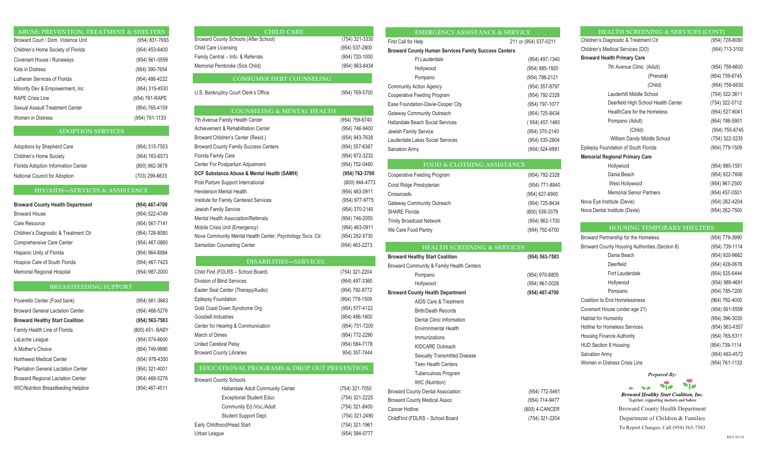## ABUSE: PREVENTION, TREATMENT & SHELTERS

| | |
|---|---|
| Broward Court / Dom. Violence Unit | (954) 831-7693 |
| Children's Home Society of Florida | (954) 453-6400 |
| Covenant House / Runaways | (954) 561-5559 |
| Kids in Distress | (954) 390-7654 |
| Lutheran Services of Florida | (954) 486-4222 |
| Minority Dev & Empowerment, Inc | (954) 315-4530 |
| RAPE Crisis Line | (954) 761-RAPE |
| Sexual Assault Treatment Center | (954) 765-4159 |
| Women in Distress | (954) 761-1133 |

## ADOPTION SERVICES

| | |
|---|---|
| Adoptions by Shepherd Care | (954) 315-7553 |
| Children's Home Society | (954) 763-6573 |
| Florida Adoption Information Center | (800) 962-3678 |
| National Council for Adoption | (703) 299-6633 |

## HIV/AIDS—SERVICES & ASSISTANCE

| | |
|---|---|
| **Broward County Health Department** | **(954) 467-4700** |
| Broward House | (954) 522-4749 |
| Care Resource | (954) 567-7141 |
| Children's Diagnostic & Treatment Ctr | (954) 728-8080 |
| Comprehensive Care Center | (954) 467-0880 |
| Hispanic Unity of Florida | (954) 964-8884 |
| Hospice Care of South Florida | (954) 467-7423 |
| Memorial Regional Hospital | (954) 987-2000 |

## BREASTFEEDING SUPPORT

| | |
|---|---|
| Poverello Center (Food bank) | (954) 561-3663 |
| Broward General Lactation Center | (954) 468-5276 |
| **Broward Healthy Start Coalition** | **(954) 563-7583** |
| Family Health Line of Florida | (800) 451- BABY |
| LaLeche League | (954) 574-6600 |
| A Mother's Choice | (954) 749-9990 |
| Northwest Medical Center | (954) 978-4350 |
| Plantation General Lactation Center | (954) 321-4001 |
| Broward Regional Lactation Center | (954) 468-5276 |
| WIC/Nutrition Breastfeeding Helpline | (954) 467-4511 |

## CHILD CARE

| | |
|---|---|
| Broward County Schools (After School) | (754) 321-3330 |
| Child Care Licensing | (954) 537-2800 |
| Family Central – Info. & Referrals | (954) 720-1000 |
| Memorial Pembroke (Sick Child) | (954) 963-8434 |

## CONSUMER DEBT COUNSELING

| | |
|---|---|
| U.S. Bankruptcy Court Clerk's Office | (954) 769-5700 |

## COUNSELING & MENTAL HEALTH

| | |
|---|---|
| 7th Avenue Family Health Center | (954) 759-6740 |
| Achievement & Rehabilitation Center | (954) 746-9400 |
| Broward Children's Center (Resid.) | (954) 943-7638 |
| Broward County Family Success Centers | (954) 357-6367 |
| Florida Family Care | (954) 972-3232 |
| Center For Postpartum Adjustment | (954) 752-0460 |
| **DCF Substance Abuse & Mental Health (SAMH)** | **(954) 762-3700** |
| Post Partum Support International | (800) 944-4773 |
| Henderson Mental Health | (954) 463-0911 |
| Institute for Family Centered Services | (954) 977-9775 |
| Jewish Family Service | (954) 370-2140 |
| Mental Health Association/Referrals | (954) 746-2055 |
| Mobile Crisis Unit (Emergency) | (954) 463-0911 |
| Nova Community Mental Health Center; Psychology Svcs. Ctr. | (954) 262-5730 |
| Samaritan Counseling Center | (954) 463-2273 |

## DISABILITIES—SERVICES

| | |
|---|---|
| Child Find (FDLRS – School Board) | (754) 321-2204 |
| Division of Blind Services | (954) 497-3360 |
| Easter Seal Center (Therapy/Audio) | (954) 792-8772 |
| Epilepsy Foundation | (954) 779-1509 |
| Gold Coast Down Syndrome Org | (954) 577-4122 |
| Goodwill Industries | (954) 486-1600 |
| Center for Hearing & Communication | (954) 731-7200 |
| March of Dimes | (954) 772-2290 |
| United Cerebral Palsy | (954) 584-7178 |
| Broward County Libraries | 954) 357-7444 |

## EDUCATIONAL PROGRAMS & DROP OUT PREVENTION

| | |
|---|---|
| Broward County Schools | |
| Hallandale Adult Community Center | (754) 321-7050 |
| Exceptional Student Educ | (754) 321-2225 |
| Community Ed./Voc./Adult | (754) 321-8400 |
| Student Support Dept. | (754) 321-2490 |
| Early Childhood/Head Start | (754) 321-1961 |
| Urban League | (954) 584-0777 |

## EMERGENCY ASSISTANCE & SERVICE

| | |
|---|---|
| First Call for Help | 211 or (954) 537-0211 |
| **Broward County Human Services Family Success Centers** | |
| Ft Lauderdale | (954) 497-1340 |
| Hollywood | (954) 985-1920 |
| Pompano | (954) 786-2121 |
| Community Action Agency | (954) 357-8797 |
| Cooperative Feeding Program | (954) 792-2328 |
| Ease Foundation-Davie-Cooper City | (954) 797-1077 |
| Gateway Community Outreach | (954) 725-8434 |
| Hallandale Beach Social Services | ( 954) 457-1460 |
| Jewish Family Service | (954) 370-2140 |
| Lauderdale Lakes Social Services | (954) 535-2804 |
| Salvation Army | (954) 524-6991 |

## FOOD & CLOTHING ASSISTANCE

| | |
|---|---|
| Cooperative Feeding Program | (954) 792-2328 |
| Coral Ridge Presbyterian | (954) 771-8840 |
| Crossroads | (954) 627-6900 |
| Gateway Community Outreach | (954) 725-8434 |
| SHARE Florida | (800) 536-3379 |
| Trinity Broadcast Network | (954) 962-1700 |
| We Care Food Pantry | (954) 792-6700 |

## HEALTH SCREENING & SERVICES

| | |
|---|---|
| **Broward Healthy Start Coalition** | **(954) 563-7583** |
| Broward Community & Family Health Centers | |
| Pompano | (954) 970-8805 |
| Hollywood | (954) 967-0028 |
| **Broward County Health Department** | **(954) 467-4700** |
| AIDS Care & Treatment | |
| Birth/Death Records | |
| Dental Clinic Information | |
| Environmental Health | |
| Immunizations | |
| KIDCARE Outreach | |
| Sexually Transmitted Disease | |
| Teen Health Centers | |
| Tuberculosis Program | |
| WIC (Nutrition) | |
| Broward County Dental Association | (954) 772-5461 |
| Broward County Medical Assoc. | (954) 714-9477 |
| Cancer Hotline | (800) 4-CANCER |
| ChildFind (FDLRS – School Board) | (754) 321-2204 |

## HEALTH SCREENING & SERVICES (CONT)

| | |
|---|---|
| Children's Diagnostic & Treatment Ctr | (954) 728-8080 |
| Children's Medical Services (DO) | (954) 713-3100 |
| **Broward Health Primary Care** | |
| 7th Avenue Clinic (Adult) | (954) 759-6600 |
| (Prenatal) | (954) 759-6745 |
| (Child) | (954) 759-6630 |
| Lauderhill Middle School | (754) 322-3611 |
| Deerfield High School Health Center | (754) 322-0712 |
| HealthCare for the Homeless | (954) 527-6041 |
| Pompano (Adult) | (954) 786-5901 |
| (Child) | (954) 755-6745 |
| William Dandy Middle School | (754) 322-3235 |
| Epilepsy Foundation of South Florida | (954) 779-1509 |
| **Memorial Regional Primary Care** | |
| Hollywood | (954) 985-1551 |
| Dania Beach | (954) 922-7606 |
| West Hollywood | (954) 967-2500 |
| Memorial Senior Partners | (954) 457-0501 |
| Nova Eye Institute (Davie) | (954) 262-4204 |
| Nova Dental Institute (Davie) | (954) 262-7500 |

## HOUSING TEMPORARY SHELTERS

| | |
|---|---|
| Broward Partnership for the Homeless | (954) 779-3990 |
| Broward County Housing Authorities (Section 8) | (954) 739-1114 |
| Dania Beach | (954) 920-9662 |
| Deerfield | (954) 428-0678 |
| Fort Lauderdale | (954) 525-6444 |
| Hollywood | (954) 989-4691 |
| Pompano | (954) 785-7200 |
| Coalition to End Homelessness | (954) 792-4000 |
| Covenant House (under age 21) | (954) 561-5559 |
| Habitat for Humanity | (954) 396-3030 |
| Hotline for Homeless Services | (954) 563-4357 |
| Housing Finance Authority | (954) 765-5311 |
| HUD Section 8 Housing | (954) 739-1114 |
| Salvation Army | (954) 463-4572 |
| Women in Distress Crisis Line | (954) 761-1133 |

*Prepared By:*

***Broward Healthy Start Coalition, Inc.***
Together, supporting mothers and babies

Broward County Health Department

Department of Children & Families

To Report Changes, Call (954) 563-7583

REV 03/10